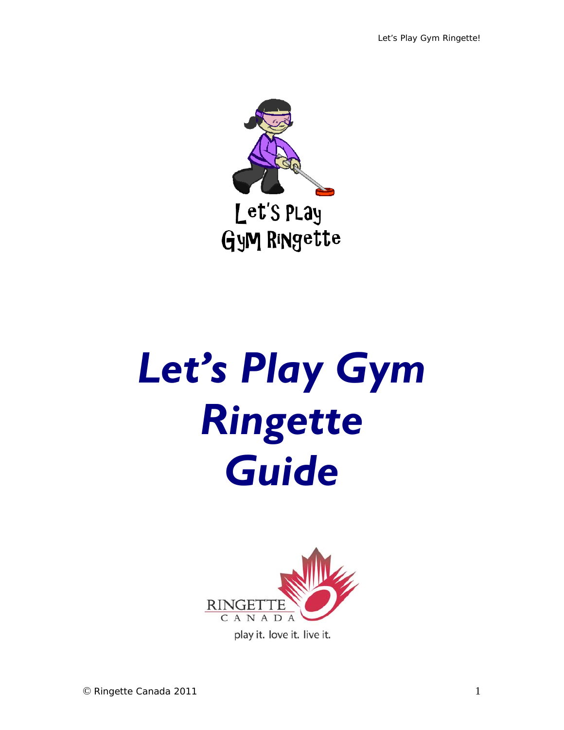Let's Play Gym Ringette

# *Let's Play Gym Ringette Guide*

RINGETTE CANADA

play it. love it. live it.

© Ringette Canada 2011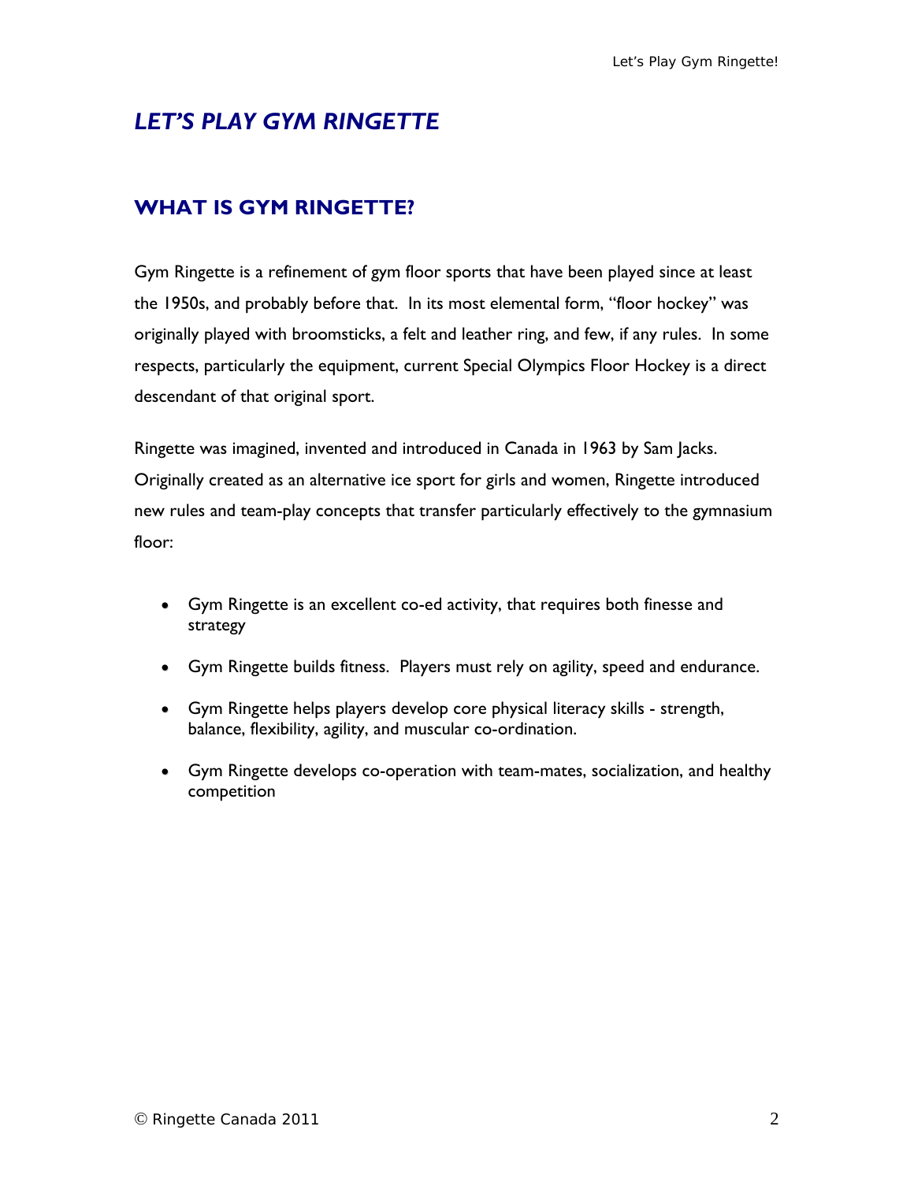# *LET'S PLAY GYM RINGETTE*

## WHAT IS GYM RINGETTE?

Gym Ringette is a refinement of gym floor sports that have been played since at least the 1950s, and probably before that. In its most elemental form, "floor hockey" was originally played with broomsticks, a felt and leather ring, and few, if any rules. In some respects, particularly the equipment, current Special Olympics Floor Hockey is a direct descendant of that original sport.

Ringette was imagined, invented and introduced in Canada in 1963 by Sam Jacks. Originally created as an alternative ice sport for girls and women, Ringette introduced new rules and team-play concepts that transfer particularly effectively to the gymnasium floor:

- Gym Ringette is an excellent co-ed activity, that requires both finesse and strategy
- Gym Ringette builds fitness. Players must rely on agility, speed and endurance.
- Gym Ringette helps players develop core physical literacy skills - strength, balance, flexibility, agility, and muscular co-ordination.
- Gym Ringette develops co-operation with team-mates, socialization, and healthy competition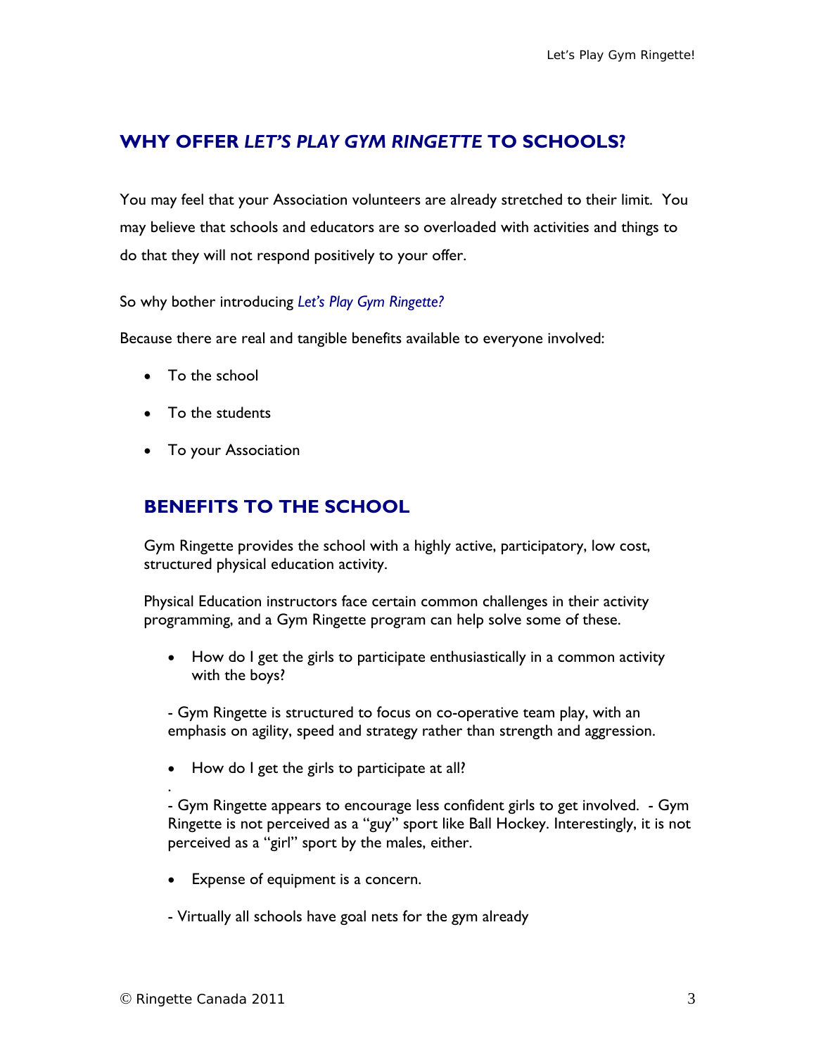## WHY OFFER *LET'S PLAY GYM RINGETTE* TO SCHOOLS?

You may feel that your Association volunteers are already stretched to their limit. You may believe that schools and educators are so overloaded with activities and things to do that they will not respond positively to your offer.

So why bother introducing *Let's Play Gym Ringette?*

Because there are real and tangible benefits available to everyone involved:

- To the school
- To the students
- To your Association

### BENEFITS TO THE SCHOOL

Gym Ringette provides the school with a highly active, participatory, low cost, structured physical education activity.

Physical Education instructors face certain common challenges in their activity programming, and a Gym Ringette program can help solve some of these.

- How do I get the girls to participate enthusiastically in a common activity with the boys?

- Gym Ringette is structured to focus on co-operative team play, with an emphasis on agility, speed and strategy rather than strength and aggression.

- How do I get the girls to participate at all?

.
- Gym Ringette appears to encourage less confident girls to get involved. - Gym Ringette is not perceived as a "guy" sport like Ball Hockey. Interestingly, it is not perceived as a "girl" sport by the males, either.

- Expense of equipment is a concern.

- Virtually all schools have goal nets for the gym already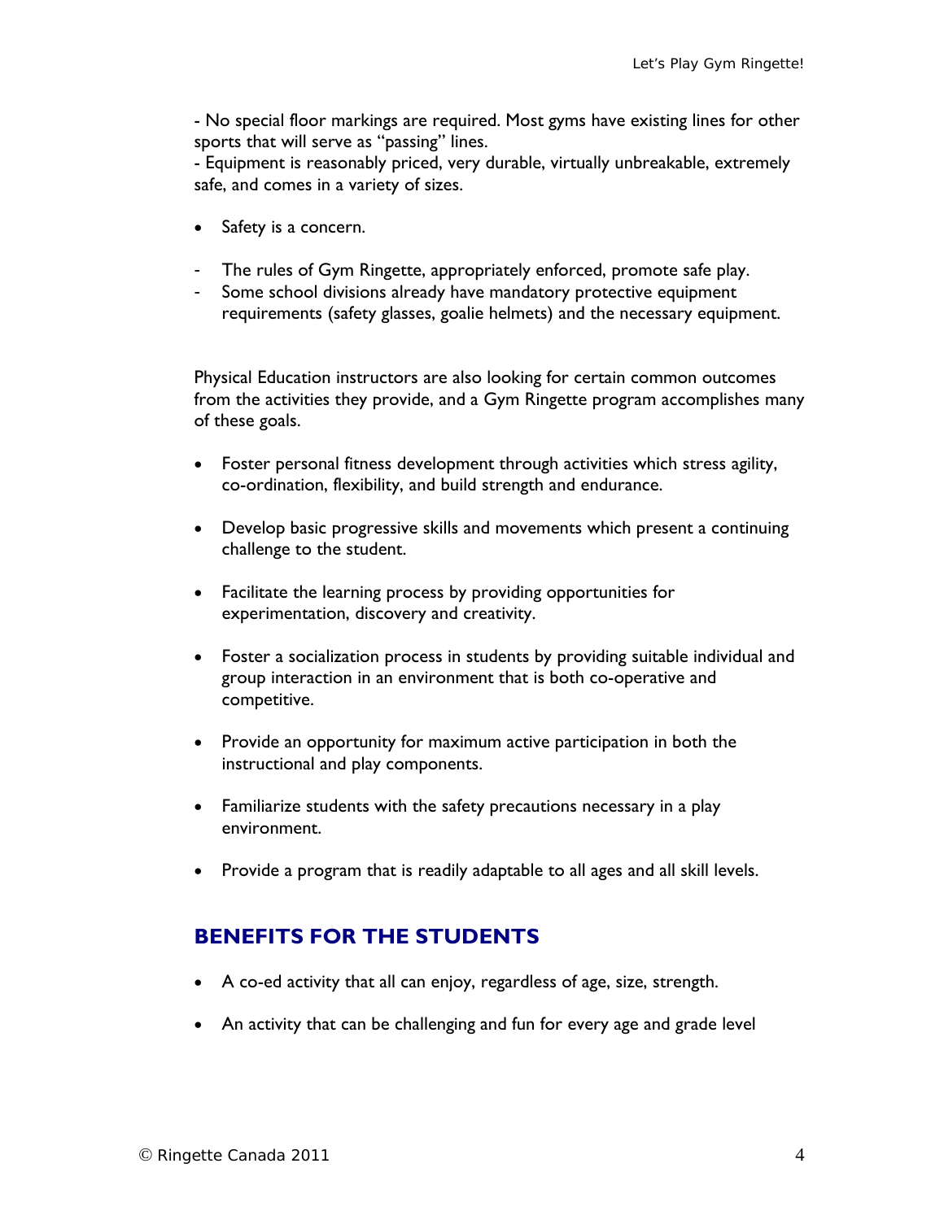- No special floor markings are required. Most gyms have existing lines for other sports that will serve as "passing" lines.
- Equipment is reasonably priced, very durable, virtually unbreakable, extremely safe, and comes in a variety of sizes.

- Safety is a concern.

  - The rules of Gym Ringette, appropriately enforced, promote safe play.
  - Some school divisions already have mandatory protective equipment requirements (safety glasses, goalie helmets) and the necessary equipment.

Physical Education instructors are also looking for certain common outcomes from the activities they provide, and a Gym Ringette program accomplishes many of these goals.

- Foster personal fitness development through activities which stress agility, co-ordination, flexibility, and build strength and endurance.

- Develop basic progressive skills and movements which present a continuing challenge to the student.

- Facilitate the learning process by providing opportunities for experimentation, discovery and creativity.

- Foster a socialization process in students by providing suitable individual and group interaction in an environment that is both co-operative and competitive.

- Provide an opportunity for maximum active participation in both the instructional and play components.

- Familiarize students with the safety precautions necessary in a play environment.

- Provide a program that is readily adaptable to all ages and all skill levels.

## BENEFITS FOR THE STUDENTS

- A co-ed activity that all can enjoy, regardless of age, size, strength.

- An activity that can be challenging and fun for every age and grade level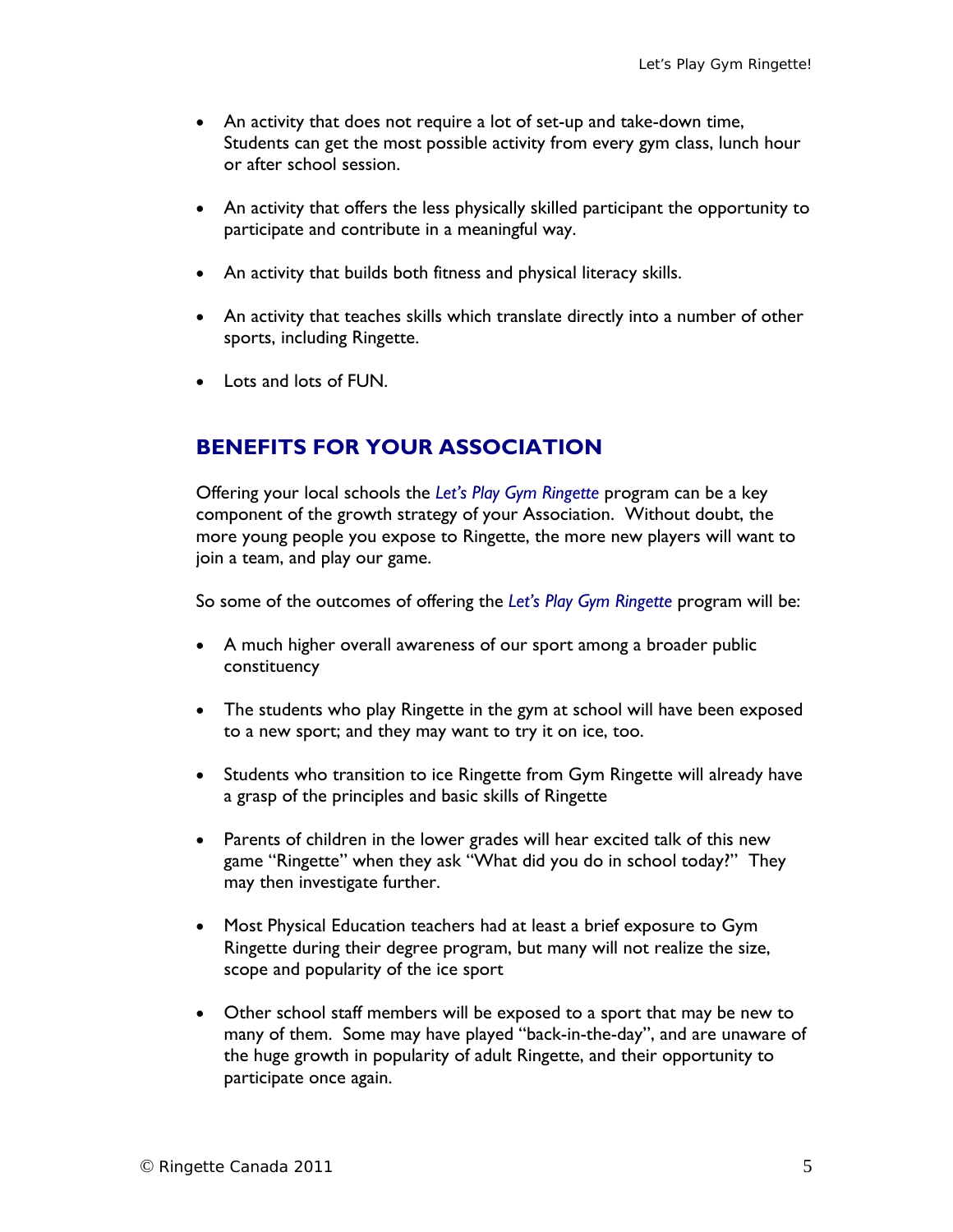- An activity that does not require a lot of set-up and take-down time, Students can get the most possible activity from every gym class, lunch hour or after school session.

- An activity that offers the less physically skilled participant the opportunity to participate and contribute in a meaningful way.

- An activity that builds both fitness and physical literacy skills.

- An activity that teaches skills which translate directly into a number of other sports, including Ringette.

- Lots and lots of FUN.

## BENEFITS FOR YOUR ASSOCIATION

Offering your local schools the *Let's Play Gym Ringette* program can be a key component of the growth strategy of your Association. Without doubt, the more young people you expose to Ringette, the more new players will want to join a team, and play our game.

So some of the outcomes of offering the *Let's Play Gym Ringette* program will be:

- A much higher overall awareness of our sport among a broader public constituency

- The students who play Ringette in the gym at school will have been exposed to a new sport; and they may want to try it on ice, too.

- Students who transition to ice Ringette from Gym Ringette will already have a grasp of the principles and basic skills of Ringette

- Parents of children in the lower grades will hear excited talk of this new game "Ringette" when they ask "What did you do in school today?" They may then investigate further.

- Most Physical Education teachers had at least a brief exposure to Gym Ringette during their degree program, but many will not realize the size, scope and popularity of the ice sport

- Other school staff members will be exposed to a sport that may be new to many of them. Some may have played "back-in-the-day", and are unaware of the huge growth in popularity of adult Ringette, and their opportunity to participate once again.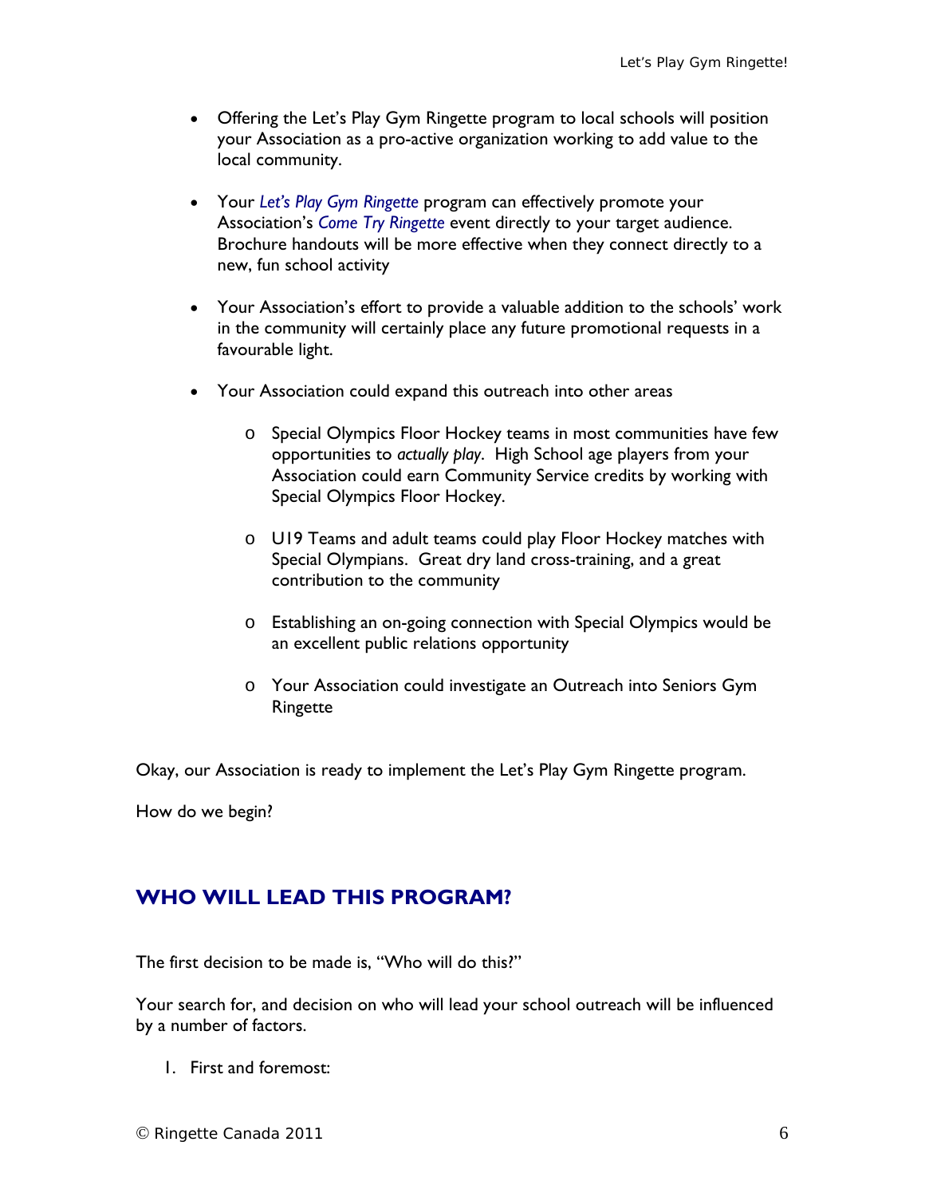- Offering the Let's Play Gym Ringette program to local schools will position your Association as a pro-active organization working to add value to the local community.

- Your *Let's Play Gym Ringette* program can effectively promote your Association's *Come Try Ringette* event directly to your target audience. Brochure handouts will be more effective when they connect directly to a new, fun school activity

- Your Association's effort to provide a valuable addition to the schools' work in the community will certainly place any future promotional requests in a favourable light.

- Your Association could expand this outreach into other areas
  - Special Olympics Floor Hockey teams in most communities have few opportunities to *actually play*. High School age players from your Association could earn Community Service credits by working with Special Olympics Floor Hockey.
  - U19 Teams and adult teams could play Floor Hockey matches with Special Olympians. Great dry land cross-training, and a great contribution to the community
  - Establishing an on-going connection with Special Olympics would be an excellent public relations opportunity
  - Your Association could investigate an Outreach into Seniors Gym Ringette

Okay, our Association is ready to implement the Let's Play Gym Ringette program.

How do we begin?

## WHO WILL LEAD THIS PROGRAM?

The first decision to be made is, "Who will do this?"

Your search for, and decision on who will lead your school outreach will be influenced by a number of factors.

1. First and foremost: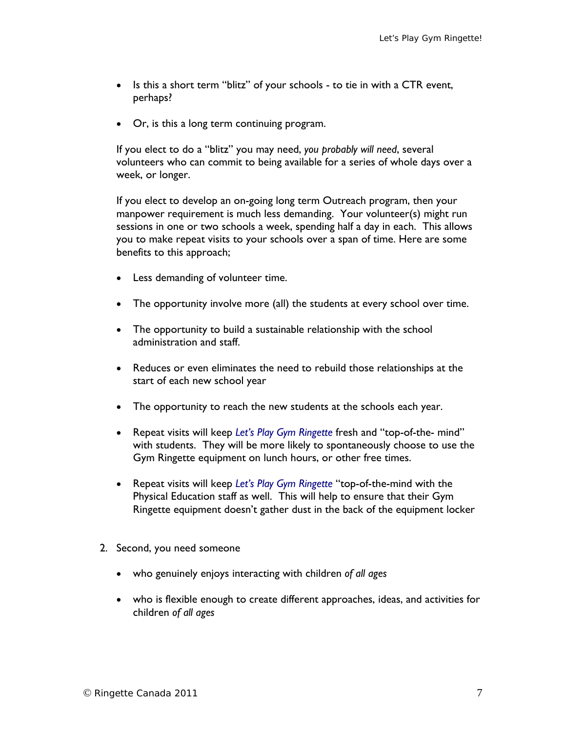- Is this a short term "blitz" of your schools - to tie in with a CTR event, perhaps?
- Or, is this a long term continuing program.

If you elect to do a "blitz" you may need, *you probably will need*, several volunteers who can commit to being available for a series of whole days over a week, or longer.

If you elect to develop an on-going long term Outreach program, then your manpower requirement is much less demanding. Your volunteer(s) might run sessions in one or two schools a week, spending half a day in each. This allows you to make repeat visits to your schools over a span of time. Here are some benefits to this approach;

- Less demanding of volunteer time.
- The opportunity involve more (all) the students at every school over time.
- The opportunity to build a sustainable relationship with the school administration and staff.
- Reduces or even eliminates the need to rebuild those relationships at the start of each new school year
- The opportunity to reach the new students at the schools each year.
- Repeat visits will keep *Let's Play Gym Ringette* fresh and "top-of-the- mind" with students. They will be more likely to spontaneously choose to use the Gym Ringette equipment on lunch hours, or other free times.
- Repeat visits will keep *Let's Play Gym Ringette* "top-of-the-mind with the Physical Education staff as well. This will help to ensure that their Gym Ringette equipment doesn't gather dust in the back of the equipment locker

2. Second, you need someone
    - who genuinely enjoys interacting with children *of all ages*
    - who is flexible enough to create different approaches, ideas, and activities for children *of all ages*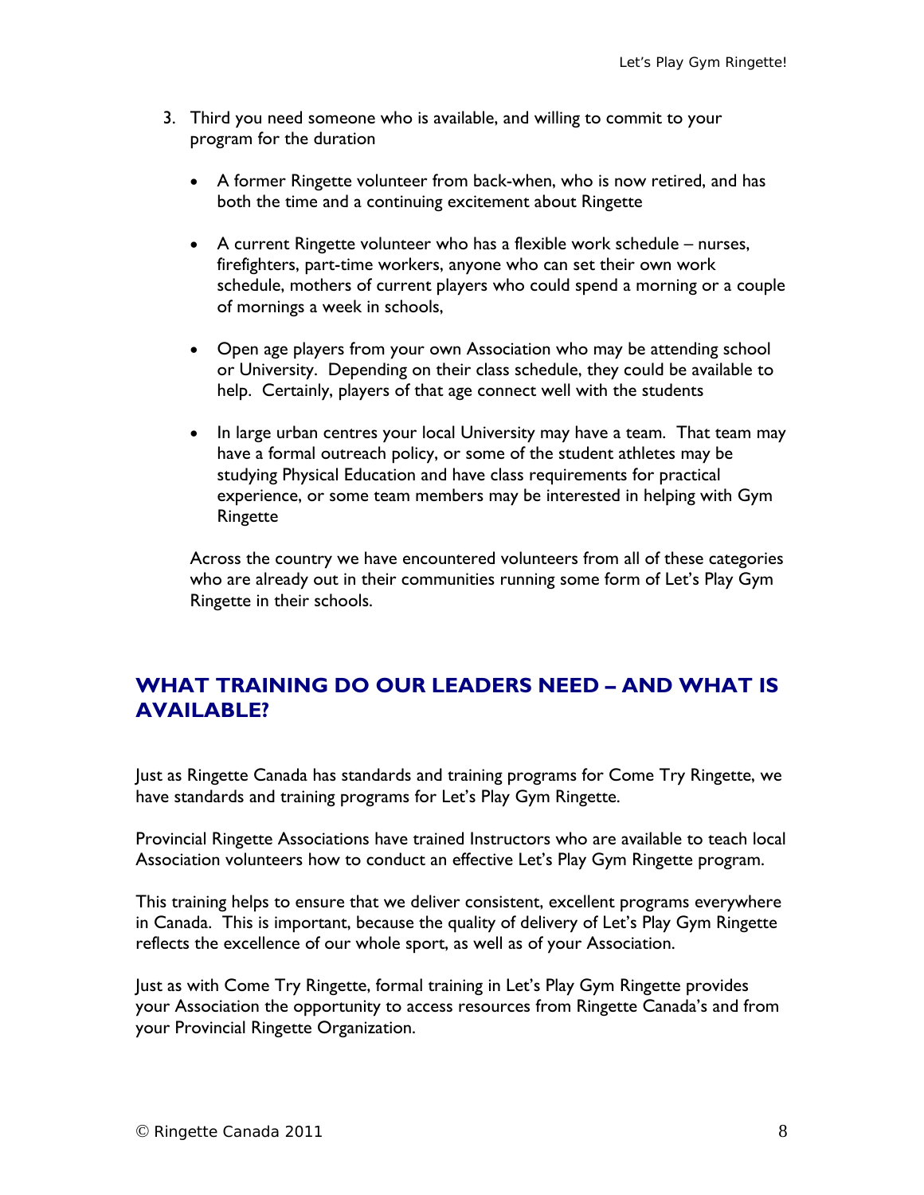3. Third you need someone who is available, and willing to commit to your program for the duration

    - A former Ringette volunteer from back-when, who is now retired, and has both the time and a continuing excitement about Ringette

    - A current Ringette volunteer who has a flexible work schedule – nurses, firefighters, part-time workers, anyone who can set their own work schedule, mothers of current players who could spend a morning or a couple of mornings a week in schools,

    - Open age players from your own Association who may be attending school or University. Depending on their class schedule, they could be available to help. Certainly, players of that age connect well with the students

    - In large urban centres your local University may have a team. That team may have a formal outreach policy, or some of the student athletes may be studying Physical Education and have class requirements for practical experience, or some team members may be interested in helping with Gym Ringette

    Across the country we have encountered volunteers from all of these categories who are already out in their communities running some form of Let's Play Gym Ringette in their schools.

## WHAT TRAINING DO OUR LEADERS NEED – AND WHAT IS AVAILABLE?

Just as Ringette Canada has standards and training programs for Come Try Ringette, we have standards and training programs for Let's Play Gym Ringette.

Provincial Ringette Associations have trained Instructors who are available to teach local Association volunteers how to conduct an effective Let's Play Gym Ringette program.

This training helps to ensure that we deliver consistent, excellent programs everywhere in Canada. This is important, because the quality of delivery of Let's Play Gym Ringette reflects the excellence of our whole sport, as well as of your Association.

Just as with Come Try Ringette, formal training in Let's Play Gym Ringette provides your Association the opportunity to access resources from Ringette Canada's and from your Provincial Ringette Organization.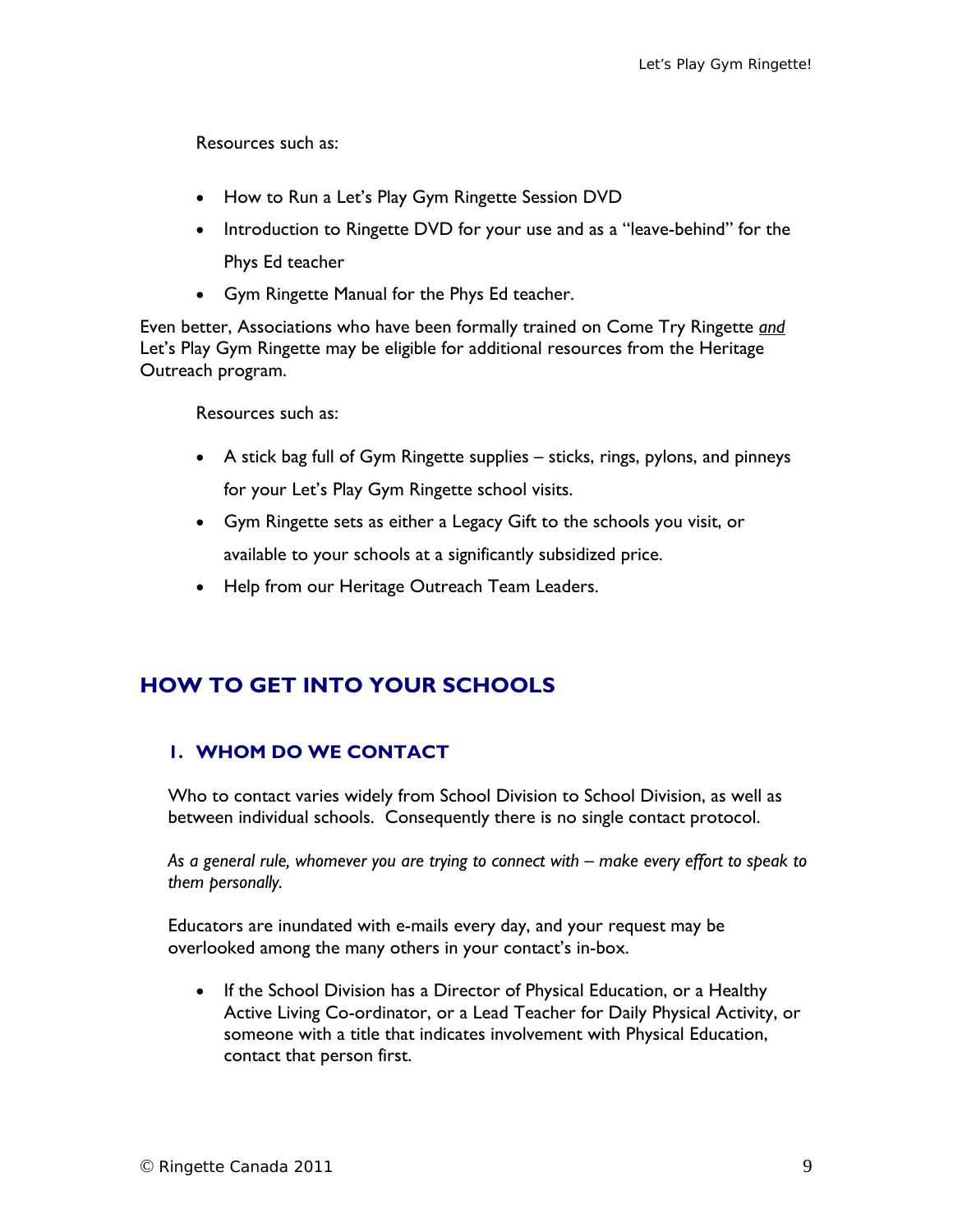Resources such as:

- How to Run a Let's Play Gym Ringette Session DVD
- Introduction to Ringette DVD for your use and as a "leave-behind" for the Phys Ed teacher
- Gym Ringette Manual for the Phys Ed teacher.

Even better, Associations who have been formally trained on Come Try Ringette *and* Let's Play Gym Ringette may be eligible for additional resources from the Heritage Outreach program.

Resources such as:

- A stick bag full of Gym Ringette supplies – sticks, rings, pylons, and pinneys for your Let's Play Gym Ringette school visits.
- Gym Ringette sets as either a Legacy Gift to the schools you visit, or available to your schools at a significantly subsidized price.
- Help from our Heritage Outreach Team Leaders.

## HOW TO GET INTO YOUR SCHOOLS

### 1. WHOM DO WE CONTACT

Who to contact varies widely from School Division to School Division, as well as between individual schools. Consequently there is no single contact protocol.

*As a general rule, whomever you are trying to connect with – make every effort to speak to them personally.*

Educators are inundated with e-mails every day, and your request may be overlooked among the many others in your contact's in-box.

- If the School Division has a Director of Physical Education, or a Healthy Active Living Co-ordinator, or a Lead Teacher for Daily Physical Activity, or someone with a title that indicates involvement with Physical Education, contact that person first.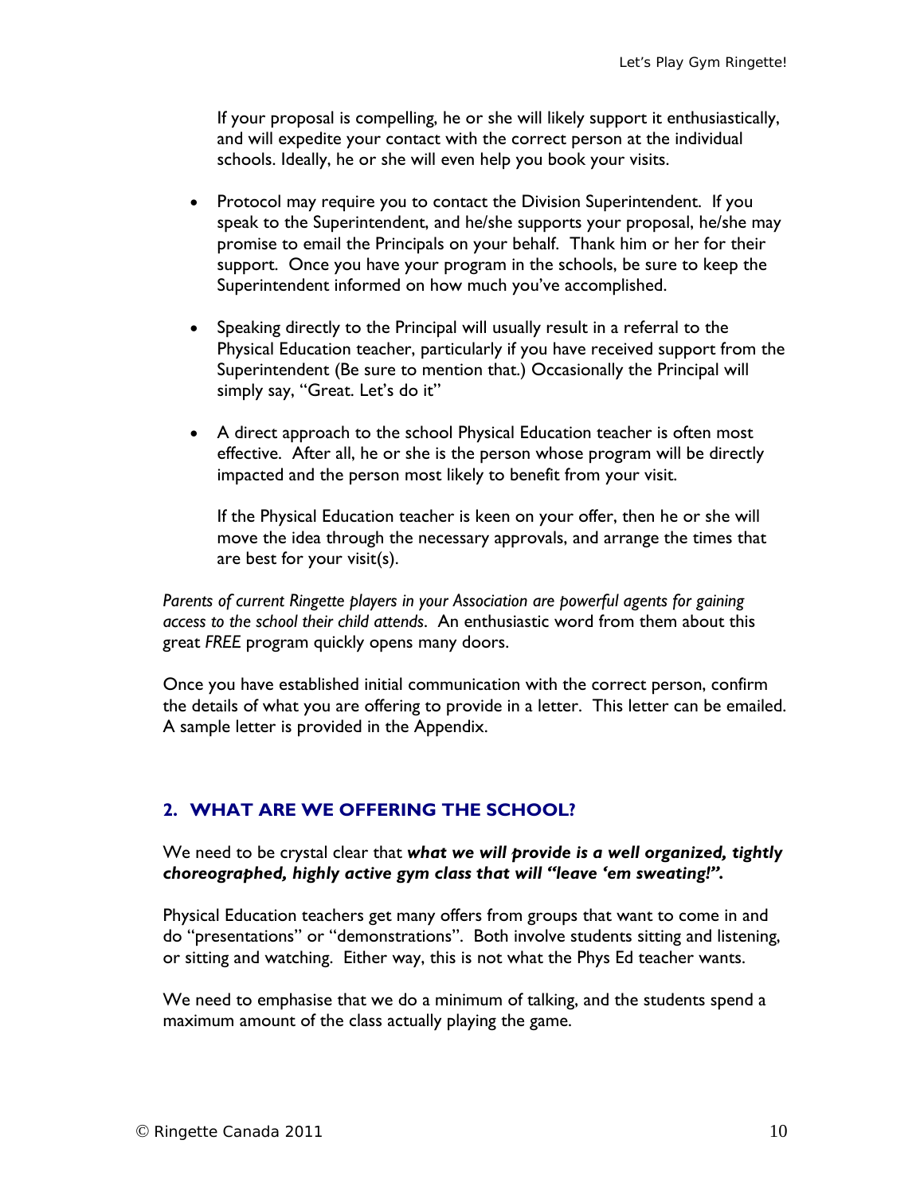If your proposal is compelling, he or she will likely support it enthusiastically, and will expedite your contact with the correct person at the individual schools. Ideally, he or she will even help you book your visits.

- Protocol may require you to contact the Division Superintendent. If you speak to the Superintendent, and he/she supports your proposal, he/she may promise to email the Principals on your behalf. Thank him or her for their support. Once you have your program in the schools, be sure to keep the Superintendent informed on how much you've accomplished.

- Speaking directly to the Principal will usually result in a referral to the Physical Education teacher, particularly if you have received support from the Superintendent (Be sure to mention that.) Occasionally the Principal will simply say, "Great. Let's do it"

- A direct approach to the school Physical Education teacher is often most effective. After all, he or she is the person whose program will be directly impacted and the person most likely to benefit from your visit.

  If the Physical Education teacher is keen on your offer, then he or she will move the idea through the necessary approvals, and arrange the times that are best for your visit(s).

*Parents of current Ringette players in your Association are powerful agents for gaining access to the school their child attends.* An enthusiastic word from them about this great *FREE* program quickly opens many doors.

Once you have established initial communication with the correct person, confirm the details of what you are offering to provide in a letter. This letter can be emailed. A sample letter is provided in the Appendix.

## 2. WHAT ARE WE OFFERING THE SCHOOL?

We need to be crystal clear that ***what we will provide is a well organized, tightly choreographed, highly active gym class that will "leave 'em sweating!".***

Physical Education teachers get many offers from groups that want to come in and do "presentations" or "demonstrations". Both involve students sitting and listening, or sitting and watching. Either way, this is not what the Phys Ed teacher wants.

We need to emphasise that we do a minimum of talking, and the students spend a maximum amount of the class actually playing the game.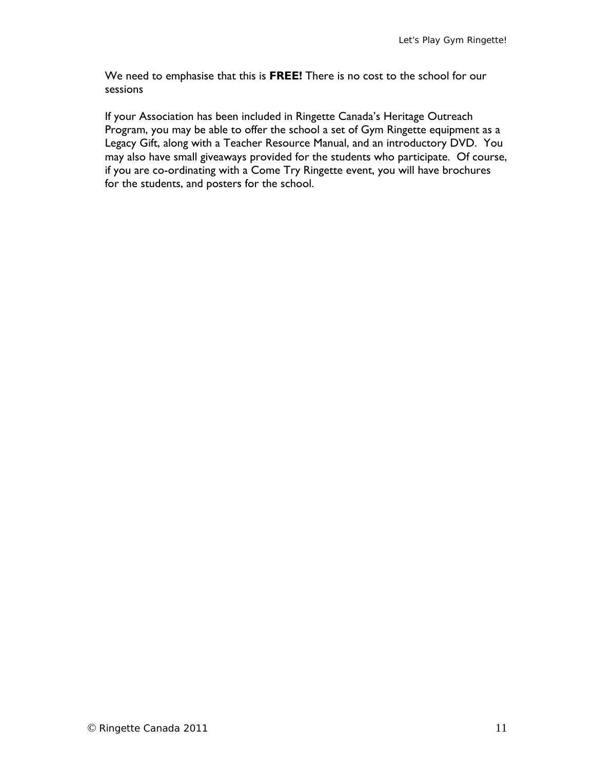We need to emphasise that this is **FREE!** There is no cost to the school for our sessions

If your Association has been included in Ringette Canada's Heritage Outreach Program, you may be able to offer the school a set of Gym Ringette equipment as a Legacy Gift, along with a Teacher Resource Manual, and an introductory DVD. You may also have small giveaways provided for the students who participate. Of course, if you are co-ordinating with a Come Try Ringette event, you will have brochures for the students, and posters for the school.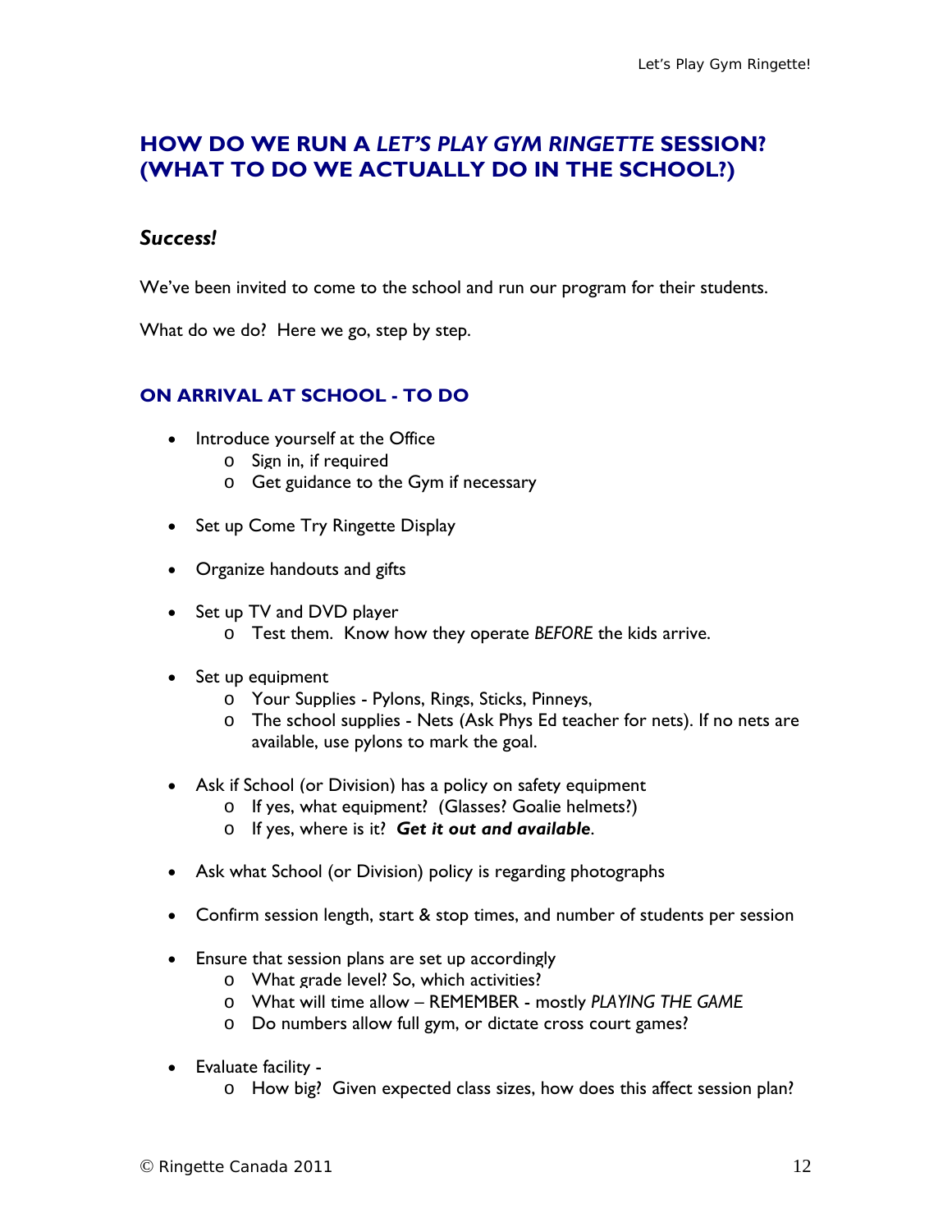## HOW DO WE RUN A *LET'S PLAY GYM RINGETTE* SESSION? (WHAT TO DO WE ACTUALLY DO IN THE SCHOOL?)

### *Success!*

We've been invited to come to the school and run our program for their students.

What do we do? Here we go, step by step.

### ON ARRIVAL AT SCHOOL - TO DO

- Introduce yourself at the Office
  - Sign in, if required
  - Get guidance to the Gym if necessary
- Set up Come Try Ringette Display
- Organize handouts and gifts
- Set up TV and DVD player
  - Test them. Know how they operate *BEFORE* the kids arrive.
- Set up equipment
  - Your Supplies - Pylons, Rings, Sticks, Pinneys,
  - The school supplies - Nets (Ask Phys Ed teacher for nets). If no nets are available, use pylons to mark the goal.
- Ask if School (or Division) has a policy on safety equipment
  - If yes, what equipment? (Glasses? Goalie helmets?)
  - If yes, where is it? ***Get it out and available***.
- Ask what School (or Division) policy is regarding photographs
- Confirm session length, start & stop times, and number of students per session
- Ensure that session plans are set up accordingly
  - What grade level? So, which activities?
  - What will time allow – REMEMBER - mostly *PLAYING THE GAME*
  - Do numbers allow full gym, or dictate cross court games?
- Evaluate facility -
  - How big? Given expected class sizes, how does this affect session plan?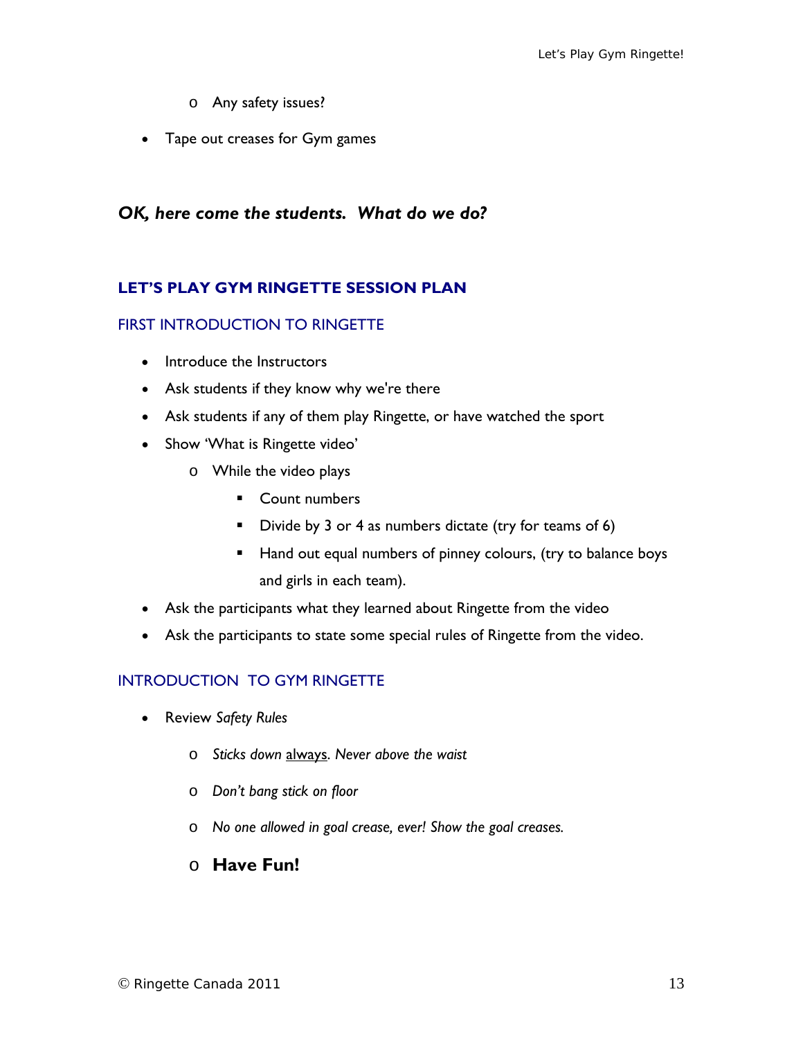- Any safety issues?
- Tape out creases for Gym games

***OK, here come the students. What do we do?***

## LET'S PLAY GYM RINGETTE SESSION PLAN

### FIRST INTRODUCTION TO RINGETTE

- Introduce the Instructors
- Ask students if they know why we're there
- Ask students if any of them play Ringette, or have watched the sport
- Show 'What is Ringette video'
  - While the video plays
    - Count numbers
    - Divide by 3 or 4 as numbers dictate (try for teams of 6)
    - Hand out equal numbers of pinney colours, (try to balance boys and girls in each team).
- Ask the participants what they learned about Ringette from the video
- Ask the participants to state some special rules of Ringette from the video.

### INTRODUCTION TO GYM RINGETTE

- Review *Safety Rules*
  - *Sticks down* <u>always</u>*. Never above the waist*
  - *Don't bang stick on floor*
  - *No one allowed in goal crease, ever! Show the goal creases.*
  - **Have Fun!**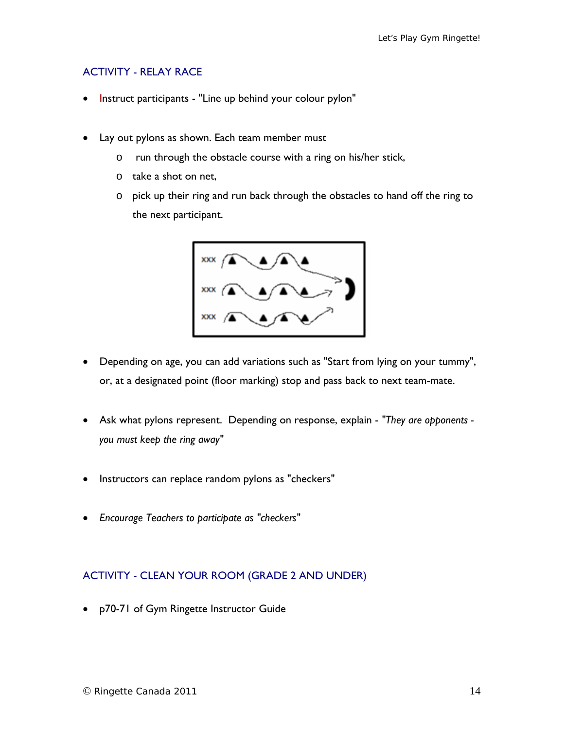## ACTIVITY - RELAY RACE

- Instruct participants - "Line up behind your colour pylon"

- Lay out pylons as shown. Each team member must
  - run through the obstacle course with a ring on his/her stick,
  - take a shot on net,
  - pick up their ring and run back through the obstacles to hand off the ring to the next participant.

XXX

XXX

XXX

- Depending on age, you can add variations such as "Start from lying on your tummy", or, at a designated point (floor marking) stop and pass back to next team-mate.

- Ask what pylons represent. Depending on response, explain - "*They are opponents - you must keep the ring away*"

- Instructors can replace random pylons as "checkers"

- *Encourage Teachers to participate as "checkers"*

## ACTIVITY - CLEAN YOUR ROOM (GRADE 2 AND UNDER)

- p70-71 of Gym Ringette Instructor Guide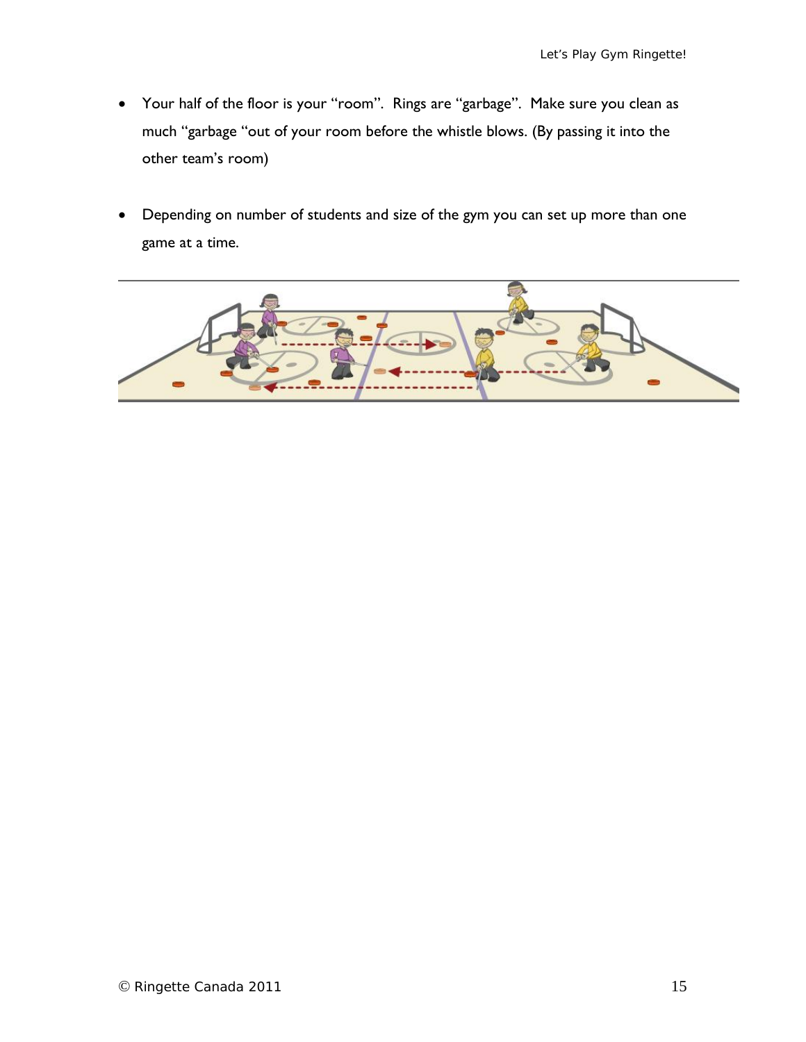- Your half of the floor is your "room". Rings are "garbage". Make sure you clean as much "garbage "out of your room before the whistle blows. (By passing it into the other team's room)

- Depending on number of students and size of the gym you can set up more than one game at a time.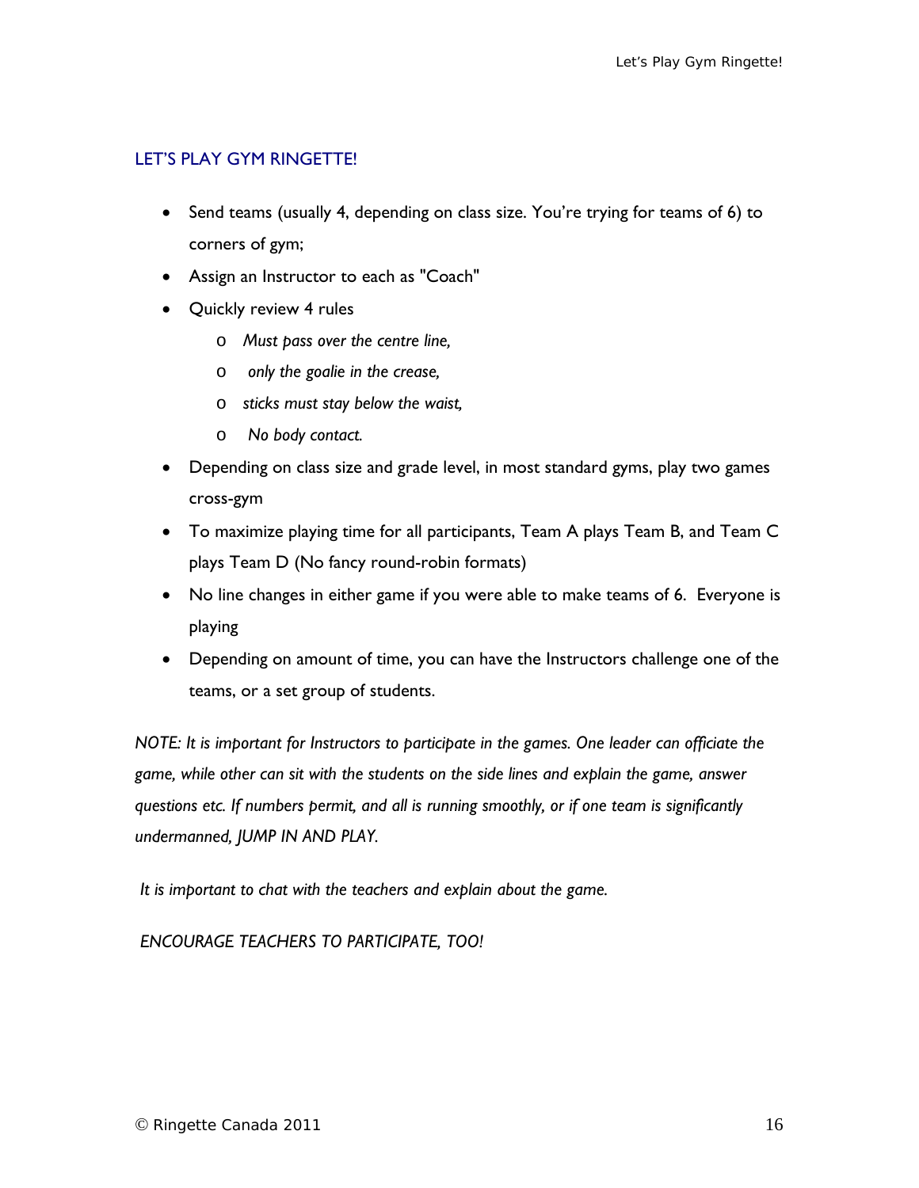## LET'S PLAY GYM RINGETTE!

- Send teams (usually 4, depending on class size. You're trying for teams of 6) to corners of gym;
- Assign an Instructor to each as "Coach"
- Quickly review 4 rules
  - *Must pass over the centre line,*
  - *only the goalie in the crease,*
  - *sticks must stay below the waist,*
  - *No body contact.*
- Depending on class size and grade level, in most standard gyms, play two games cross-gym
- To maximize playing time for all participants, Team A plays Team B, and Team C plays Team D (No fancy round-robin formats)
- No line changes in either game if you were able to make teams of 6. Everyone is playing
- Depending on amount of time, you can have the Instructors challenge one of the teams, or a set group of students.

*NOTE: It is important for Instructors to participate in the games. One leader can officiate the game, while other can sit with the students on the side lines and explain the game, answer questions etc. If numbers permit, and all is running smoothly, or if one team is significantly undermanned, JUMP IN AND PLAY.*

*It is important to chat with the teachers and explain about the game.*

*ENCOURAGE TEACHERS TO PARTICIPATE, TOO!*

© Ringette Canada 2011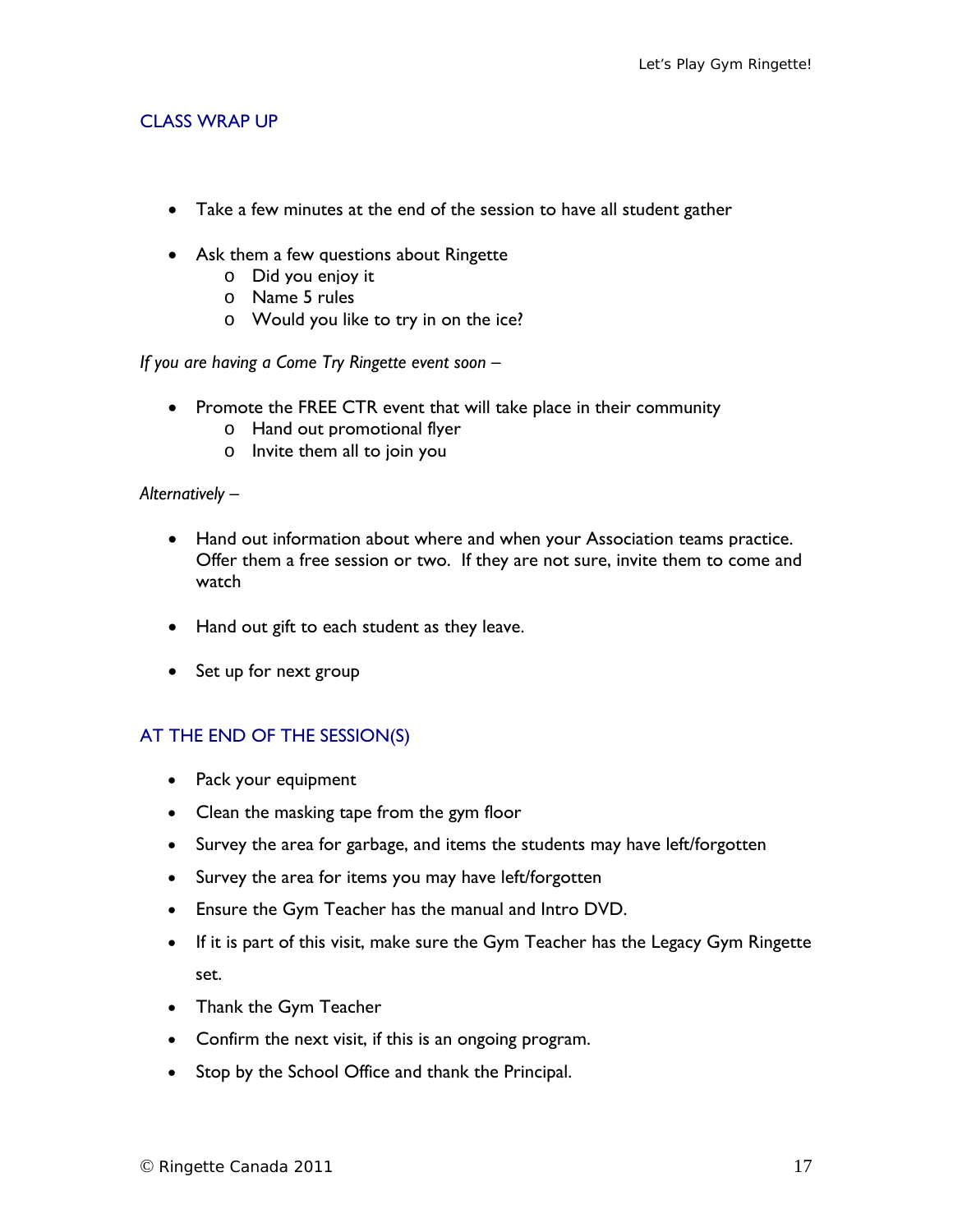## CLASS WRAP UP

- Take a few minutes at the end of the session to have all student gather
- Ask them a few questions about Ringette
  - Did you enjoy it
  - Name 5 rules
  - Would you like to try in on the ice?

*If you are having a Come Try Ringette event soon –*

- Promote the FREE CTR event that will take place in their community
  - Hand out promotional flyer
  - Invite them all to join you

*Alternatively –*

- Hand out information about where and when your Association teams practice. Offer them a free session or two. If they are not sure, invite them to come and watch
- Hand out gift to each student as they leave.
- Set up for next group

## AT THE END OF THE SESSION(S)

- Pack your equipment
- Clean the masking tape from the gym floor
- Survey the area for garbage, and items the students may have left/forgotten
- Survey the area for items you may have left/forgotten
- Ensure the Gym Teacher has the manual and Intro DVD.
- If it is part of this visit, make sure the Gym Teacher has the Legacy Gym Ringette set.
- Thank the Gym Teacher
- Confirm the next visit, if this is an ongoing program.
- Stop by the School Office and thank the Principal.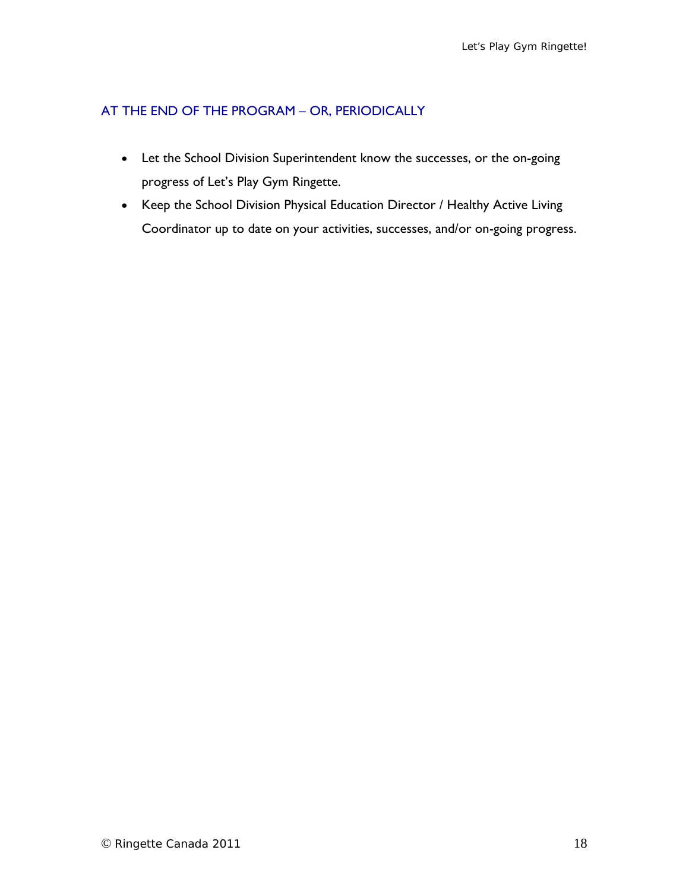## AT THE END OF THE PROGRAM – OR, PERIODICALLY

- Let the School Division Superintendent know the successes, or the on-going progress of Let's Play Gym Ringette.
- Keep the School Division Physical Education Director / Healthy Active Living Coordinator up to date on your activities, successes, and/or on-going progress.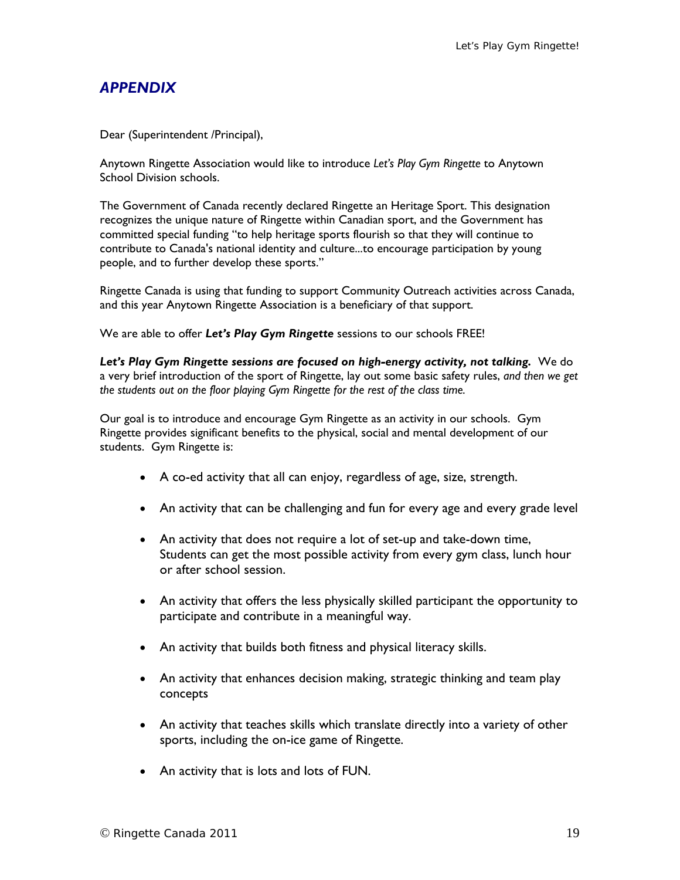## *APPENDIX*

Dear (Superintendent /Principal),

Anytown Ringette Association would like to introduce *Let's Play Gym Ringette* to Anytown School Division schools.

The Government of Canada recently declared Ringette an Heritage Sport. This designation recognizes the unique nature of Ringette within Canadian sport, and the Government has committed special funding "to help heritage sports flourish so that they will continue to contribute to Canada's national identity and culture...to encourage participation by young people, and to further develop these sports."

Ringette Canada is using that funding to support Community Outreach activities across Canada, and this year Anytown Ringette Association is a beneficiary of that support.

We are able to offer ***Let's Play Gym Ringette*** sessions to our schools FREE!

***Let's Play Gym Ringette sessions are focused on high-energy activity, not talking.*** We do a very brief introduction of the sport of Ringette, lay out some basic safety rules, *and then we get the students out on the floor playing Gym Ringette for the rest of the class time.*

Our goal is to introduce and encourage Gym Ringette as an activity in our schools. Gym Ringette provides significant benefits to the physical, social and mental development of our students. Gym Ringette is:

- A co-ed activity that all can enjoy, regardless of age, size, strength.
- An activity that can be challenging and fun for every age and every grade level
- An activity that does not require a lot of set-up and take-down time, Students can get the most possible activity from every gym class, lunch hour or after school session.
- An activity that offers the less physically skilled participant the opportunity to participate and contribute in a meaningful way.
- An activity that builds both fitness and physical literacy skills.
- An activity that enhances decision making, strategic thinking and team play concepts
- An activity that teaches skills which translate directly into a variety of other sports, including the on-ice game of Ringette.
- An activity that is lots and lots of FUN.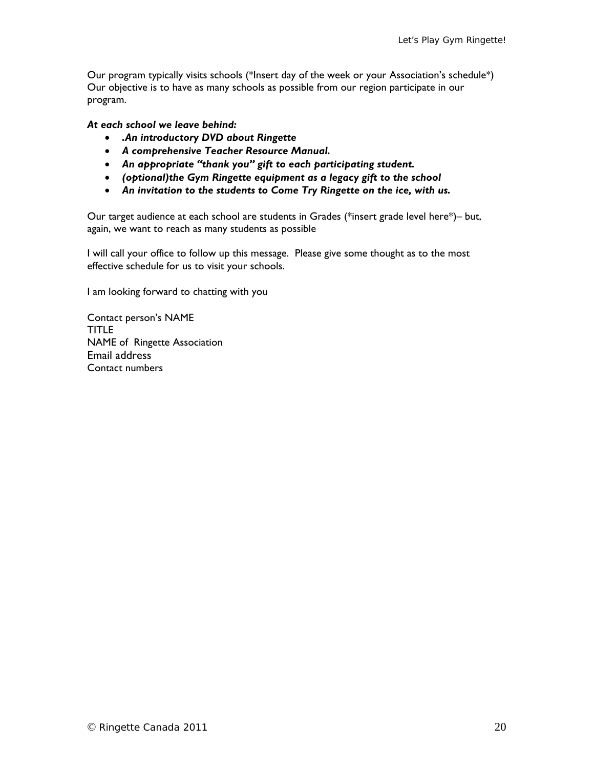Our program typically visits schools (*Insert day of the week or your Association's schedule*) Our objective is to have as many schools as possible from our region participate in our program.

***At each school we leave behind:***

- ***.An introductory DVD about Ringette***
- ***A comprehensive Teacher Resource Manual.***
- ***An appropriate "thank you" gift to each participating student.***
- ***(optional)the Gym Ringette equipment as a legacy gift to the school***
- ***An invitation to the students to Come Try Ringette on the ice, with us.***

Our target audience at each school are students in Grades (*insert grade level here*)– but, again, we want to reach as many students as possible

I will call your office to follow up this message. Please give some thought as to the most effective schedule for us to visit your schools.

I am looking forward to chatting with you

Contact person's NAME
TITLE
NAME of Ringette Association
Email address
Contact numbers